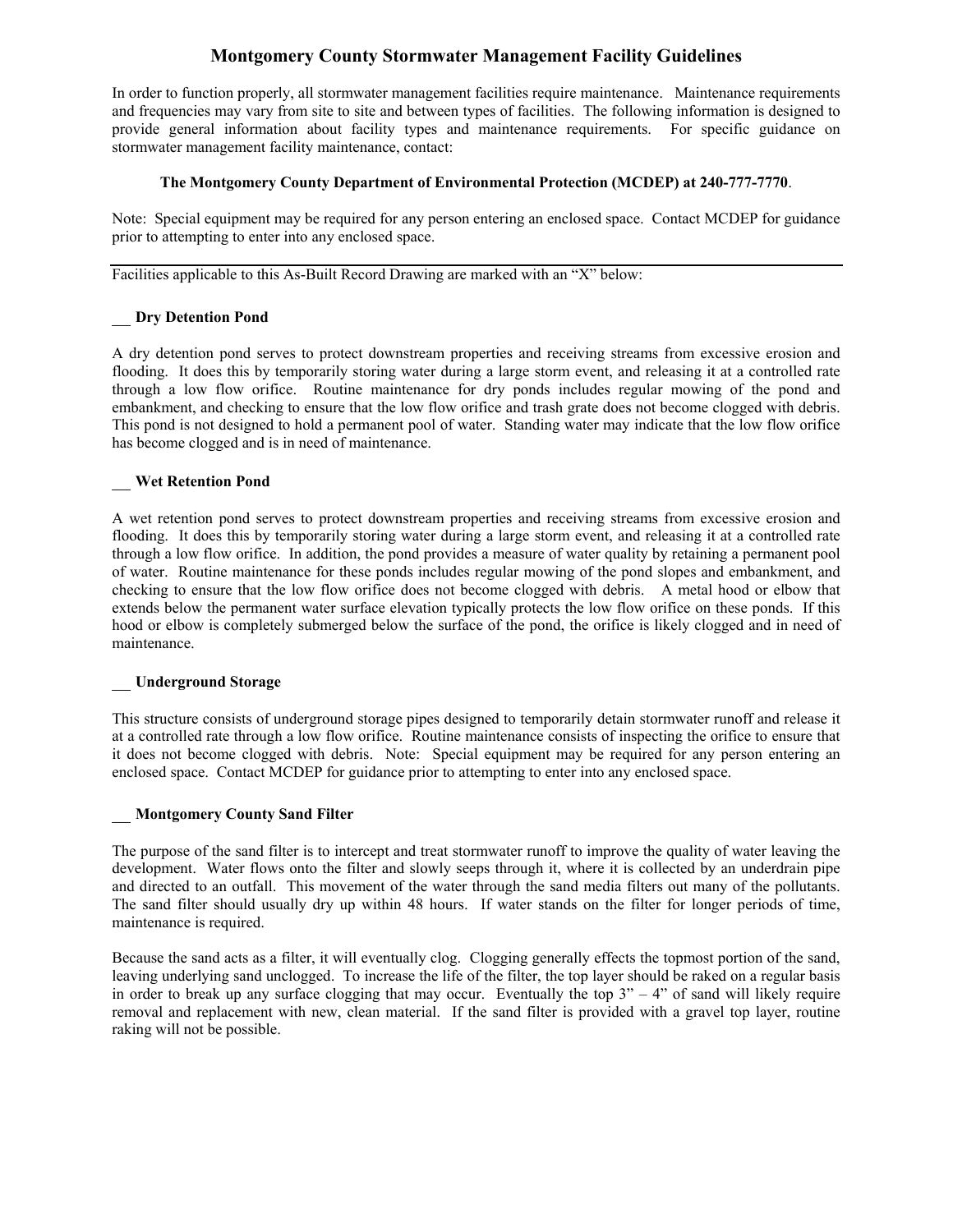# Montgomery County Stormwater Management Facility Guidelines

In order to function properly, all stormwater management facilities require maintenance. Maintenance requirements and frequencies may vary from site to site and between types of facilities. The following information is designed to provide general information about facility types and maintenance requirements. For specific guidance on stormwater management facility maintenance, contact:

**The Montgomery County Department of Environmental Protection (MCDEP) at 240-777-7770**.

Note: Special equipment may be required for any person entering an enclosed space. Contact MCDEP for guidance prior to attempting to enter into any enclosed space.

---

Facilities applicable to this As-Built Record Drawing are marked with an "X" below:

**__ Dry Detention Pond**

A dry detention pond serves to protect downstream properties and receiving streams from excessive erosion and flooding. It does this by temporarily storing water during a large storm event, and releasing it at a controlled rate through a low flow orifice. Routine maintenance for dry ponds includes regular mowing of the pond and embankment, and checking to ensure that the low flow orifice and trash grate does not become clogged with debris. This pond is not designed to hold a permanent pool of water. Standing water may indicate that the low flow orifice has become clogged and is in need of maintenance.

**__ Wet Retention Pond**

A wet retention pond serves to protect downstream properties and receiving streams from excessive erosion and flooding. It does this by temporarily storing water during a large storm event, and releasing it at a controlled rate through a low flow orifice. In addition, the pond provides a measure of water quality by retaining a permanent pool of water. Routine maintenance for these ponds includes regular mowing of the pond slopes and embankment, and checking to ensure that the low flow orifice does not become clogged with debris. A metal hood or elbow that extends below the permanent water surface elevation typically protects the low flow orifice on these ponds. If this hood or elbow is completely submerged below the surface of the pond, the orifice is likely clogged and in need of maintenance.

**__ Underground Storage**

This structure consists of underground storage pipes designed to temporarily detain stormwater runoff and release it at a controlled rate through a low flow orifice. Routine maintenance consists of inspecting the orifice to ensure that it does not become clogged with debris. Note: Special equipment may be required for any person entering an enclosed space. Contact MCDEP for guidance prior to attempting to enter into any enclosed space.

**__ Montgomery County Sand Filter**

The purpose of the sand filter is to intercept and treat stormwater runoff to improve the quality of water leaving the development. Water flows onto the filter and slowly seeps through it, where it is collected by an underdrain pipe and directed to an outfall. This movement of the water through the sand media filters out many of the pollutants. The sand filter should usually dry up within 48 hours. If water stands on the filter for longer periods of time, maintenance is required.

Because the sand acts as a filter, it will eventually clog. Clogging generally effects the topmost portion of the sand, leaving underlying sand unclogged. To increase the life of the filter, the top layer should be raked on a regular basis in order to break up any surface clogging that may occur. Eventually the top 3" – 4" of sand will likely require removal and replacement with new, clean material. If the sand filter is provided with a gravel top layer, routine raking will not be possible.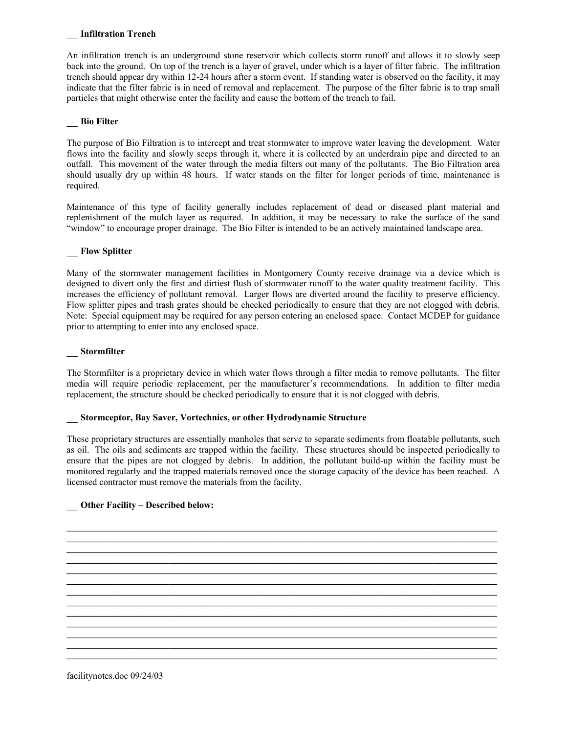__ **Infiltration Trench**

An infiltration trench is an underground stone reservoir which collects storm runoff and allows it to slowly seep back into the ground. On top of the trench is a layer of gravel, under which is a layer of filter fabric. The infiltration trench should appear dry within 12-24 hours after a storm event. If standing water is observed on the facility, it may indicate that the filter fabric is in need of removal and replacement. The purpose of the filter fabric is to trap small particles that might otherwise enter the facility and cause the bottom of the trench to fail.

__ **Bio Filter**

The purpose of Bio Filtration is to intercept and treat stormwater to improve water leaving the development. Water flows into the facility and slowly seeps through it, where it is collected by an underdrain pipe and directed to an outfall. This movement of the water through the media filters out many of the pollutants. The Bio Filtration area should usually dry up within 48 hours. If water stands on the filter for longer periods of time, maintenance is required.

Maintenance of this type of facility generally includes replacement of dead or diseased plant material and replenishment of the mulch layer as required. In addition, it may be necessary to rake the surface of the sand "window" to encourage proper drainage. The Bio Filter is intended to be an actively maintained landscape area.

__ **Flow Splitter**

Many of the stormwater management facilities in Montgomery County receive drainage via a device which is designed to divert only the first and dirtiest flush of stormwater runoff to the water quality treatment facility. This increases the efficiency of pollutant removal. Larger flows are diverted around the facility to preserve efficiency. Flow splitter pipes and trash grates should be checked periodically to ensure that they are not clogged with debris. Note: Special equipment may be required for any person entering an enclosed space. Contact MCDEP for guidance prior to attempting to enter into any enclosed space.

__ **Stormfilter**

The Stormfilter is a proprietary device in which water flows through a filter media to remove pollutants. The filter media will require periodic replacement, per the manufacturer's recommendations. In addition to filter media replacement, the structure should be checked periodically to ensure that it is not clogged with debris.

__ **Stormceptor, Bay Saver, Vortechnics, or other Hydrodynamic Structure**

These proprietary structures are essentially manholes that serve to separate sediments from floatable pollutants, such as oil. The oils and sediments are trapped within the facility. These structures should be inspected periodically to ensure that the pipes are not clogged by debris. In addition, the pollutant build-up within the facility must be monitored regularly and the trapped materials removed once the storage capacity of the device has been reached. A licensed contractor must remove the materials from the facility.

__ **Other Facility – Described below:**

\_\_\_\_\_\_\_\_\_\_\_\_\_\_\_\_\_\_\_\_\_\_\_\_\_\_\_\_\_\_\_\_\_\_\_\_\_\_\_\_\_\_\_\_\_\_\_\_\_\_\_\_\_\_\_\_\_\_\_\_\_\_\_\_\_\_\_\_\_\_\_\_\_\_\_\_
\_\_\_\_\_\_\_\_\_\_\_\_\_\_\_\_\_\_\_\_\_\_\_\_\_\_\_\_\_\_\_\_\_\_\_\_\_\_\_\_\_\_\_\_\_\_\_\_\_\_\_\_\_\_\_\_\_\_\_\_\_\_\_\_\_\_\_\_\_\_\_\_\_\_\_\_
\_\_\_\_\_\_\_\_\_\_\_\_\_\_\_\_\_\_\_\_\_\_\_\_\_\_\_\_\_\_\_\_\_\_\_\_\_\_\_\_\_\_\_\_\_\_\_\_\_\_\_\_\_\_\_\_\_\_\_\_\_\_\_\_\_\_\_\_\_\_\_\_\_\_\_\_
\_\_\_\_\_\_\_\_\_\_\_\_\_\_\_\_\_\_\_\_\_\_\_\_\_\_\_\_\_\_\_\_\_\_\_\_\_\_\_\_\_\_\_\_\_\_\_\_\_\_\_\_\_\_\_\_\_\_\_\_\_\_\_\_\_\_\_\_\_\_\_\_\_\_\_\_
\_\_\_\_\_\_\_\_\_\_\_\_\_\_\_\_\_\_\_\_\_\_\_\_\_\_\_\_\_\_\_\_\_\_\_\_\_\_\_\_\_\_\_\_\_\_\_\_\_\_\_\_\_\_\_\_\_\_\_\_\_\_\_\_\_\_\_\_\_\_\_\_\_\_\_\_
\_\_\_\_\_\_\_\_\_\_\_\_\_\_\_\_\_\_\_\_\_\_\_\_\_\_\_\_\_\_\_\_\_\_\_\_\_\_\_\_\_\_\_\_\_\_\_\_\_\_\_\_\_\_\_\_\_\_\_\_\_\_\_\_\_\_\_\_\_\_\_\_\_\_\_\_
\_\_\_\_\_\_\_\_\_\_\_\_\_\_\_\_\_\_\_\_\_\_\_\_\_\_\_\_\_\_\_\_\_\_\_\_\_\_\_\_\_\_\_\_\_\_\_\_\_\_\_\_\_\_\_\_\_\_\_\_\_\_\_\_\_\_\_\_\_\_\_\_\_\_\_\_
\_\_\_\_\_\_\_\_\_\_\_\_\_\_\_\_\_\_\_\_\_\_\_\_\_\_\_\_\_\_\_\_\_\_\_\_\_\_\_\_\_\_\_\_\_\_\_\_\_\_\_\_\_\_\_\_\_\_\_\_\_\_\_\_\_\_\_\_\_\_\_\_\_\_\_\_
\_\_\_\_\_\_\_\_\_\_\_\_\_\_\_\_\_\_\_\_\_\_\_\_\_\_\_\_\_\_\_\_\_\_\_\_\_\_\_\_\_\_\_\_\_\_\_\_\_\_\_\_\_\_\_\_\_\_\_\_\_\_\_\_\_\_\_\_\_\_\_\_\_\_\_\_
\_\_\_\_\_\_\_\_\_\_\_\_\_\_\_\_\_\_\_\_\_\_\_\_\_\_\_\_\_\_\_\_\_\_\_\_\_\_\_\_\_\_\_\_\_\_\_\_\_\_\_\_\_\_\_\_\_\_\_\_\_\_\_\_\_\_\_\_\_\_\_\_\_\_\_\_
\_\_\_\_\_\_\_\_\_\_\_\_\_\_\_\_\_\_\_\_\_\_\_\_\_\_\_\_\_\_\_\_\_\_\_\_\_\_\_\_\_\_\_\_\_\_\_\_\_\_\_\_\_\_\_\_\_\_\_\_\_\_\_\_\_\_\_\_\_\_\_\_\_\_\_\_
\_\_\_\_\_\_\_\_\_\_\_\_\_\_\_\_\_\_\_\_\_\_\_\_\_\_\_\_\_\_\_\_\_\_\_\_\_\_\_\_\_\_\_\_\_\_\_\_\_\_\_\_\_\_\_\_\_\_\_\_\_\_\_\_\_\_\_\_\_\_\_\_\_\_\_\_
\_\_\_\_\_\_\_\_\_\_\_\_\_\_\_\_\_\_\_\_\_\_\_\_\_\_\_\_\_\_\_\_\_\_\_\_\_\_\_\_\_\_\_\_\_\_\_\_\_\_\_\_\_\_\_\_\_\_\_\_\_\_\_\_\_\_\_\_\_\_\_\_\_\_\_\_

facilitynotes.doc 09/24/03